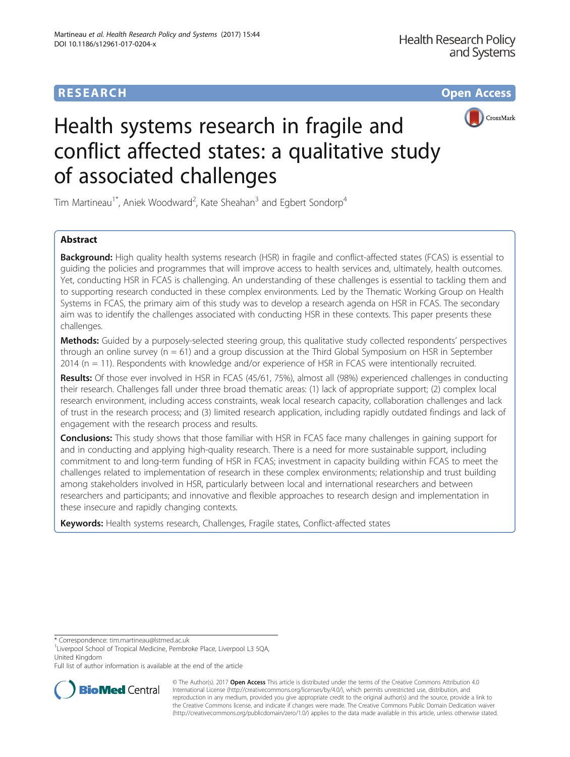RESEARCH

Open Access

# Health systems research in fragile and conflict affected states: a qualitative study of associated challenges

Tim Martineau[1*], Aniek Woodward[2], Kate Sheahan[3] and Egbert Sondorp[4]

## Abstract

**Background:** High quality health systems research (HSR) in fragile and conflict-affected states (FCAS) is essential to guiding the policies and programmes that will improve access to health services and, ultimately, health outcomes. Yet, conducting HSR in FCAS is challenging. An understanding of these challenges is essential to tackling them and to supporting research conducted in these complex environments. Led by the Thematic Working Group on Health Systems in FCAS, the primary aim of this study was to develop a research agenda on HSR in FCAS. The secondary aim was to identify the challenges associated with conducting HSR in these contexts. This paper presents these challenges.

**Methods:** Guided by a purposely-selected steering group, this qualitative study collected respondents' perspectives through an online survey (n = 61) and a group discussion at the Third Global Symposium on HSR in September 2014 (n = 11). Respondents with knowledge and/or experience of HSR in FCAS were intentionally recruited.

**Results:** Of those ever involved in HSR in FCAS (45/61, 75%), almost all (98%) experienced challenges in conducting their research. Challenges fall under three broad thematic areas: (1) lack of appropriate support; (2) complex local research environment, including access constraints, weak local research capacity, collaboration challenges and lack of trust in the research process; and (3) limited research application, including rapidly outdated findings and lack of engagement with the research process and results.

**Conclusions:** This study shows that those familiar with HSR in FCAS face many challenges in gaining support for and in conducting and applying high-quality research. There is a need for more sustainable support, including commitment to and long-term funding of HSR in FCAS; investment in capacity building within FCAS to meet the challenges related to implementation of research in these complex environments; relationship and trust building among stakeholders involved in HSR, particularly between local and international researchers and between researchers and participants; and innovative and flexible approaches to research design and implementation in these insecure and rapidly changing contexts.

**Keywords:** Health systems research, Challenges, Fragile states, Conflict-affected states

* Correspondence: tim.martineau@lstmed.ac.uk
[1]Liverpool School of Tropical Medicine, Pembroke Place, Liverpool L3 5QA, United Kingdom
Full list of author information is available at the end of the article

© The Author(s). 2017 **Open Access** This article is distributed under the terms of the Creative Commons Attribution 4.0 International License (http://creativecommons.org/licenses/by/4.0/), which permits unrestricted use, distribution, and reproduction in any medium, provided you give appropriate credit to the original author(s) and the source, provide a link to the Creative Commons license, and indicate if changes were made. The Creative Commons Public Domain Dedication waiver (http://creativecommons.org/publicdomain/zero/1.0/) applies to the data made available in this article, unless otherwise stated.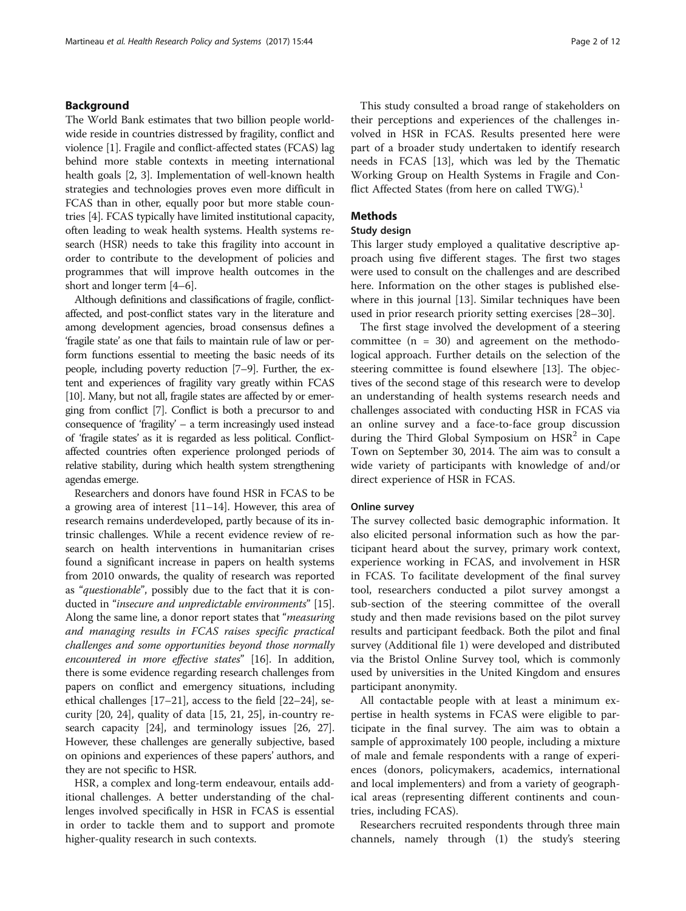## Background

The World Bank estimates that two billion people worldwide reside in countries distressed by fragility, conflict and violence [1]. Fragile and conflict-affected states (FCAS) lag behind more stable contexts in meeting international health goals [2, 3]. Implementation of well-known health strategies and technologies proves even more difficult in FCAS than in other, equally poor but more stable countries [4]. FCAS typically have limited institutional capacity, often leading to weak health systems. Health systems research (HSR) needs to take this fragility into account in order to contribute to the development of policies and programmes that will improve health outcomes in the short and longer term [4–6].

Although definitions and classifications of fragile, conflict-affected, and post-conflict states vary in the literature and among development agencies, broad consensus defines a 'fragile state' as one that fails to maintain rule of law or perform functions essential to meeting the basic needs of its people, including poverty reduction [7–9]. Further, the extent and experiences of fragility vary greatly within FCAS [10]. Many, but not all, fragile states are affected by or emerging from conflict [7]. Conflict is both a precursor to and consequence of 'fragility' – a term increasingly used instead of 'fragile states' as it is regarded as less political. Conflict-affected countries often experience prolonged periods of relative stability, during which health system strengthening agendas emerge.

Researchers and donors have found HSR in FCAS to be a growing area of interest [11–14]. However, this area of research remains underdeveloped, partly because of its intrinsic challenges. While a recent evidence review of research on health interventions in humanitarian crises found a significant increase in papers on health systems from 2010 onwards, the quality of research was reported as "*questionable*", possibly due to the fact that it is conducted in "*insecure and unpredictable environments*" [15]. Along the same line, a donor report states that "*measuring and managing results in FCAS raises specific practical challenges and some opportunities beyond those normally encountered in more effective states*" [16]. In addition, there is some evidence regarding research challenges from papers on conflict and emergency situations, including ethical challenges [17–21], access to the field [22–24], security [20, 24], quality of data [15, 21, 25], in-country research capacity [24], and terminology issues [26, 27]. However, these challenges are generally subjective, based on opinions and experiences of these papers' authors, and they are not specific to HSR.

HSR, a complex and long-term endeavour, entails additional challenges. A better understanding of the challenges involved specifically in HSR in FCAS is essential in order to tackle them and to support and promote higher-quality research in such contexts.

This study consulted a broad range of stakeholders on their perceptions and experiences of the challenges involved in HSR in FCAS. Results presented here were part of a broader study undertaken to identify research needs in FCAS [13], which was led by the Thematic Working Group on Health Systems in Fragile and Conflict Affected States (from here on called TWG).[1]

## Methods

### Study design

This larger study employed a qualitative descriptive approach using five different stages. The first two stages were used to consult on the challenges and are described here. Information on the other stages is published elsewhere in this journal [13]. Similar techniques have been used in prior research priority setting exercises [28–30].

The first stage involved the development of a steering committee (n = 30) and agreement on the methodological approach. Further details on the selection of the steering committee is found elsewhere [13]. The objectives of the second stage of this research were to develop an understanding of health systems research needs and challenges associated with conducting HSR in FCAS via an online survey and a face-to-face group discussion during the Third Global Symposium on HSR[2] in Cape Town on September 30, 2014. The aim was to consult a wide variety of participants with knowledge of and/or direct experience of HSR in FCAS.

#### Online survey

The survey collected basic demographic information. It also elicited personal information such as how the participant heard about the survey, primary work context, experience working in FCAS, and involvement in HSR in FCAS. To facilitate development of the final survey tool, researchers conducted a pilot survey amongst a sub-section of the steering committee of the overall study and then made revisions based on the pilot survey results and participant feedback. Both the pilot and final survey (Additional file 1) were developed and distributed via the Bristol Online Survey tool, which is commonly used by universities in the United Kingdom and ensures participant anonymity.

All contactable people with at least a minimum expertise in health systems in FCAS were eligible to participate in the final survey. The aim was to obtain a sample of approximately 100 people, including a mixture of male and female respondents with a range of experiences (donors, policymakers, academics, international and local implementers) and from a variety of geographical areas (representing different continents and countries, including FCAS).

Researchers recruited respondents through three main channels, namely through (1) the study's steering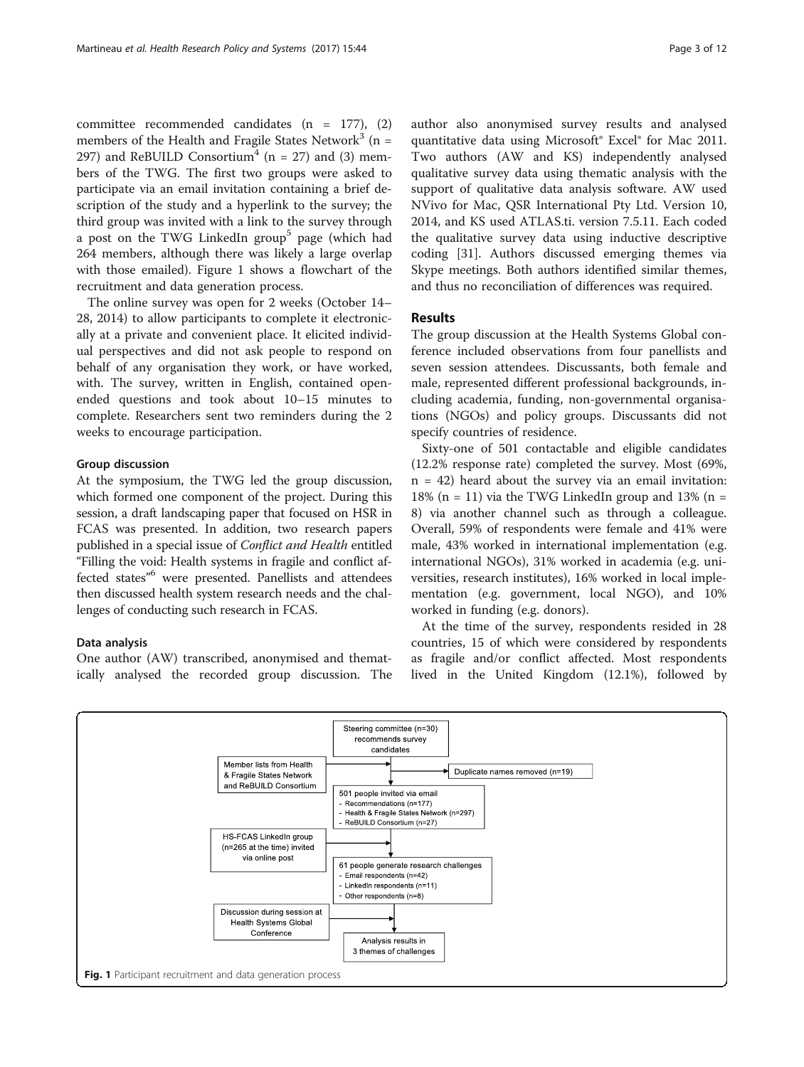committee recommended candidates (n = 177), (2) members of the Health and Fragile States Network[3] (n = 297) and ReBUILD Consortium[4] (n = 27) and (3) members of the TWG. The first two groups were asked to participate via an email invitation containing a brief description of the study and a hyperlink to the survey; the third group was invited with a link to the survey through a post on the TWG LinkedIn group[5] page (which had 264 members, although there was likely a large overlap with those emailed). Figure 1 shows a flowchart of the recruitment and data generation process.

The online survey was open for 2 weeks (October 14–28, 2014) to allow participants to complete it electronically at a private and convenient place. It elicited individual perspectives and did not ask people to respond on behalf of any organisation they work, or have worked, with. The survey, written in English, contained open-ended questions and took about 10–15 minutes to complete. Researchers sent two reminders during the 2 weeks to encourage participation.

### Group discussion

At the symposium, the TWG led the group discussion, which formed one component of the project. During this session, a draft landscaping paper that focused on HSR in FCAS was presented. In addition, two research papers published in a special issue of *Conflict and Health* entitled "Filling the void: Health systems in fragile and conflict affected states"[6] were presented. Panellists and attendees then discussed health system research needs and the challenges of conducting such research in FCAS.

### Data analysis

One author (AW) transcribed, anonymised and thematically analysed the recorded group discussion. The author also anonymised survey results and analysed quantitative data using Microsoft® Excel® for Mac 2011. Two authors (AW and KS) independently analysed qualitative survey data using thematic analysis with the support of qualitative data analysis software. AW used NVivo for Mac, QSR International Pty Ltd. Version 10, 2014, and KS used ATLAS.ti. version 7.5.11. Each coded the qualitative survey data using inductive descriptive coding [31]. Authors discussed emerging themes via Skype meetings. Both authors identified similar themes, and thus no reconciliation of differences was required.

## Results

The group discussion at the Health Systems Global conference included observations from four panellists and seven session attendees. Discussants, both female and male, represented different professional backgrounds, including academia, funding, non-governmental organisations (NGOs) and policy groups. Discussants did not specify countries of residence.

Sixty-one of 501 contactable and eligible candidates (12.2% response rate) completed the survey. Most (69%, n = 42) heard about the survey via an email invitation: 18% (n = 11) via the TWG LinkedIn group and 13% (n = 8) via another channel such as through a colleague. Overall, 59% of respondents were female and 41% were male, 43% worked in international implementation (e.g. international NGOs), 31% worked in academia (e.g. universities, research institutes), 16% worked in local implementation (e.g. government, local NGO), and 10% worked in funding (e.g. donors).

At the time of the survey, respondents resided in 28 countries, 15 of which were considered by respondents as fragile and/or conflict affected. Most respondents lived in the United Kingdom (12.1%), followed by

Steering committee (n=30) recommends survey candidates

Member lists from Health & Fragile States Network and ReBUILD Consortium

Duplicate names removed (n=19)

501 people invited via email
- Recommendations (n=177)
- Health & Fragile States Network (n=297)
- ReBUILD Consortium (n=27)

HS-FCAS LinkedIn group (n=265 at the time) invited via online post

61 people generate research challenges
- Email respondents (n=42)
- LinkedIn respondents (n=11)
- Other respondents (n=8)

Discussion during session at Health Systems Global Conference

Analysis results in 3 themes of challenges

**Fig. 1** Participant recruitment and data generation process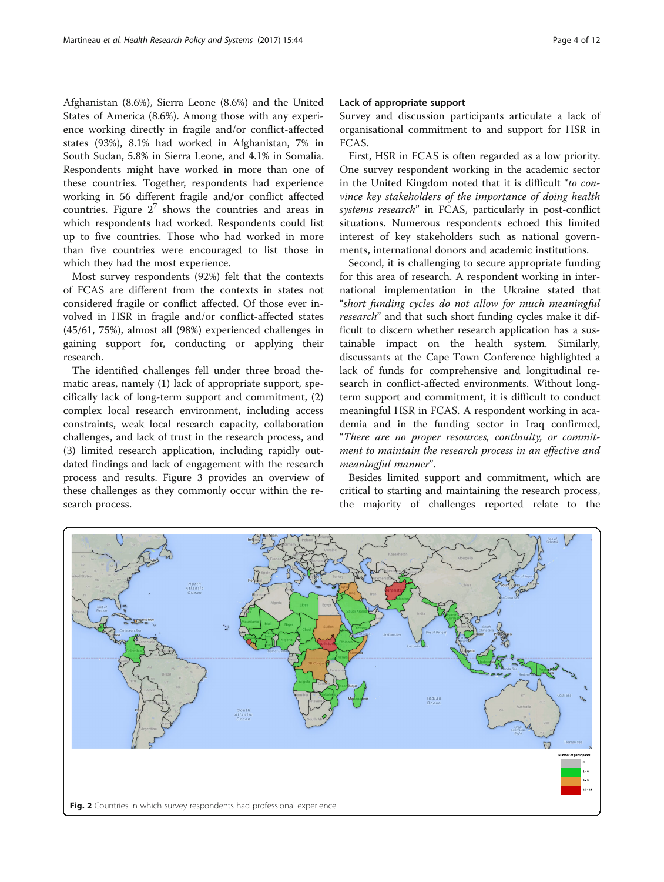Afghanistan (8.6%), Sierra Leone (8.6%) and the United States of America (8.6%). Among those with any experience working directly in fragile and/or conflict-affected states (93%), 8.1% had worked in Afghanistan, 7% in South Sudan, 5.8% in Sierra Leone, and 4.1% in Somalia. Respondents might have worked in more than one of these countries. Together, respondents had experience working in 56 different fragile and/or conflict affected countries. Figure 2[7] shows the countries and areas in which respondents had worked. Respondents could list up to five countries. Those who had worked in more than five countries were encouraged to list those in which they had the most experience.

Most survey respondents (92%) felt that the contexts of FCAS are different from the contexts in states not considered fragile or conflict affected. Of those ever involved in HSR in fragile and/or conflict-affected states (45/61, 75%), almost all (98%) experienced challenges in gaining support for, conducting or applying their research.

The identified challenges fell under three broad thematic areas, namely (1) lack of appropriate support, specifically lack of long-term support and commitment, (2) complex local research environment, including access constraints, weak local research capacity, collaboration challenges, and lack of trust in the research process, and (3) limited research application, including rapidly outdated findings and lack of engagement with the research process and results. Figure 3 provides an overview of these challenges as they commonly occur within the research process.

### Lack of appropriate support

Survey and discussion participants articulate a lack of organisational commitment to and support for HSR in FCAS.

First, HSR in FCAS is often regarded as a low priority. One survey respondent working in the academic sector in the United Kingdom noted that it is difficult "*to convince key stakeholders of the importance of doing health systems research*" in FCAS, particularly in post-conflict situations. Numerous respondents echoed this limited interest of key stakeholders such as national governments, international donors and academic institutions.

Second, it is challenging to secure appropriate funding for this area of research. A respondent working in international implementation in the Ukraine stated that "*short funding cycles do not allow for much meaningful research*" and that such short funding cycles make it difficult to discern whether research application has a sustainable impact on the health system. Similarly, discussants at the Cape Town Conference highlighted a lack of funds for comprehensive and longitudinal research in conflict-affected environments. Without long-term support and commitment, it is difficult to conduct meaningful HSR in FCAS. A respondent working in academia and in the funding sector in Iraq confirmed, "*There are no proper resources, continuity, or commitment to maintain the research process in an effective and meaningful manner*".

Besides limited support and commitment, which are critical to starting and maintaining the research process, the majority of challenges reported relate to the

Number of participants
0
1 - 4
5 - 9
10 - 14

**Fig. 2** Countries in which survey respondents had professional experience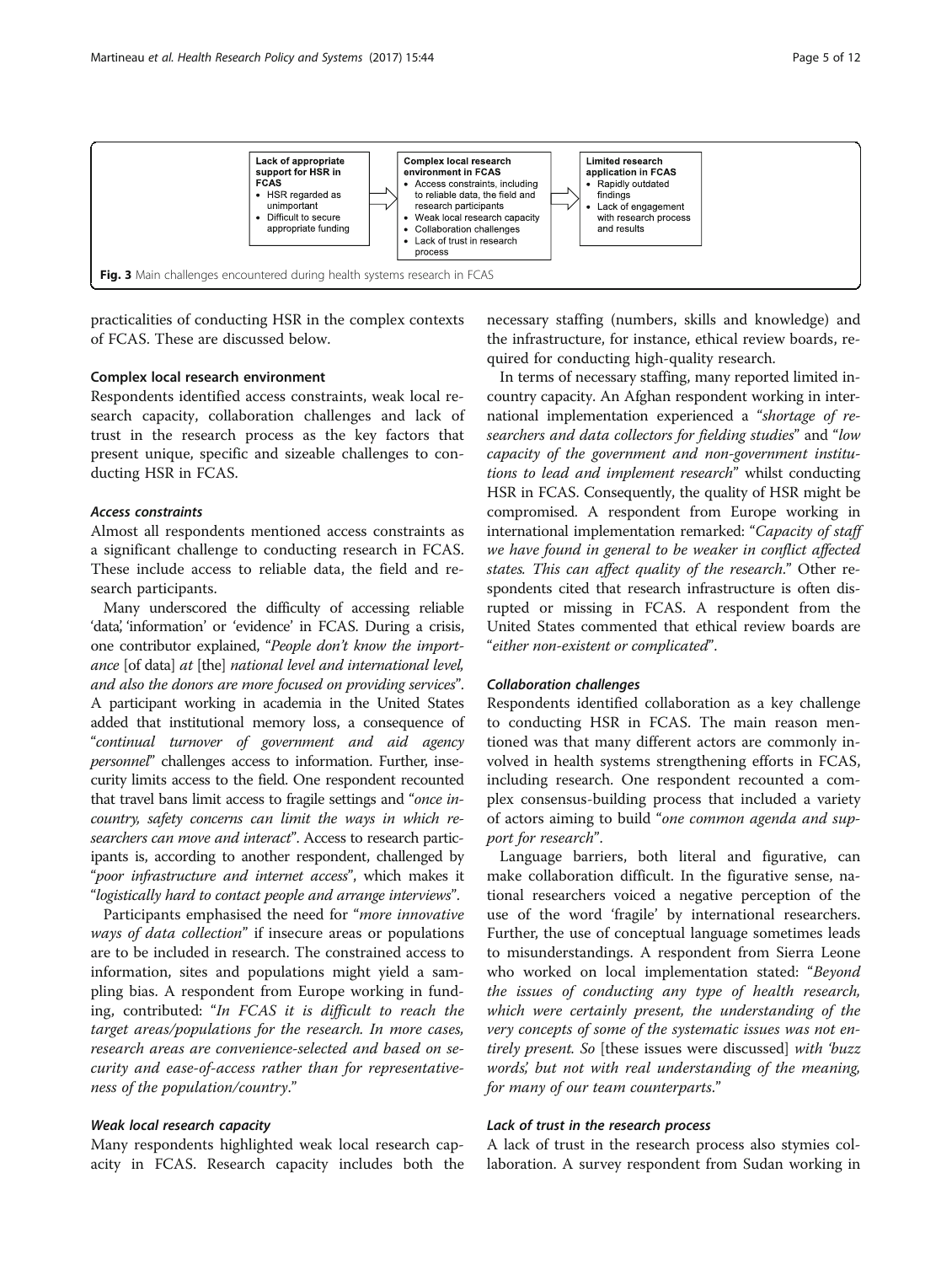Lack of appropriate support for HSR in FCAS
- HSR regarded as unimportant
- Difficult to secure appropriate funding

Complex local research environment in FCAS
- Access constraints, including to reliable data, the field and research participants
- Weak local research capacity
- Collaboration challenges
- Lack of trust in research process

Limited research application in FCAS
- Rapidly outdated findings
- Lack of engagement with research process and results

**Fig. 3** Main challenges encountered during health systems research in FCAS

practicalities of conducting HSR in the complex contexts of FCAS. These are discussed below.

### Complex local research environment

Respondents identified access constraints, weak local research capacity, collaboration challenges and lack of trust in the research process as the key factors that present unique, specific and sizeable challenges to conducting HSR in FCAS.

#### *Access constraints*

Almost all respondents mentioned access constraints as a significant challenge to conducting research in FCAS. These include access to reliable data, the field and research participants.

Many underscored the difficulty of accessing reliable 'data', 'information' or 'evidence' in FCAS. During a crisis, one contributor explained, "*People don't know the importance* [of data] *at* [the] *national level and international level, and also the donors are more focused on providing services*". A participant working in academia in the United States added that institutional memory loss, a consequence of "*continual turnover of government and aid agency personnel*" challenges access to information. Further, insecurity limits access to the field. One respondent recounted that travel bans limit access to fragile settings and "*once in-country, safety concerns can limit the ways in which researchers can move and interact*". Access to research participants is, according to another respondent, challenged by "*poor infrastructure and internet access*", which makes it "*logistically hard to contact people and arrange interviews*".

Participants emphasised the need for "*more innovative ways of data collection*" if insecure areas or populations are to be included in research. The constrained access to information, sites and populations might yield a sampling bias. A respondent from Europe working in funding, contributed: "*In FCAS it is difficult to reach the target areas/populations for the research. In more cases, research areas are convenience-selected and based on security and ease-of-access rather than for representativeness of the population/country.*"

#### *Weak local research capacity*

Many respondents highlighted weak local research capacity in FCAS. Research capacity includes both the necessary staffing (numbers, skills and knowledge) and the infrastructure, for instance, ethical review boards, required for conducting high-quality research.

In terms of necessary staffing, many reported limited in-country capacity. An Afghan respondent working in international implementation experienced a "*shortage of researchers and data collectors for fielding studies*" and "*low capacity of the government and non-government institutions to lead and implement research*" whilst conducting HSR in FCAS. Consequently, the quality of HSR might be compromised. A respondent from Europe working in international implementation remarked: "*Capacity of staff we have found in general to be weaker in conflict affected states. This can affect quality of the research.*" Other respondents cited that research infrastructure is often disrupted or missing in FCAS. A respondent from the United States commented that ethical review boards are "*either non-existent or complicated*".

#### *Collaboration challenges*

Respondents identified collaboration as a key challenge to conducting HSR in FCAS. The main reason mentioned was that many different actors are commonly involved in health systems strengthening efforts in FCAS, including research. One respondent recounted a complex consensus-building process that included a variety of actors aiming to build "*one common agenda and support for research*".

Language barriers, both literal and figurative, can make collaboration difficult. In the figurative sense, national researchers voiced a negative perception of the use of the word 'fragile' by international researchers. Further, the use of conceptual language sometimes leads to misunderstandings. A respondent from Sierra Leone who worked on local implementation stated: "*Beyond the issues of conducting any type of health research, which were certainly present, the understanding of the very concepts of some of the systematic issues was not entirely present. So* [these issues were discussed] *with 'buzz words', but not with real understanding of the meaning, for many of our team counterparts.*"

#### *Lack of trust in the research process*

A lack of trust in the research process also stymies collaboration. A survey respondent from Sudan working in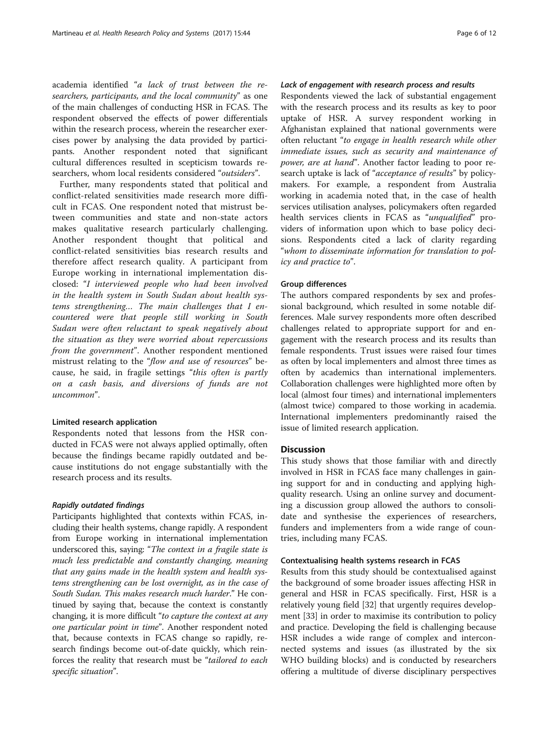academia identified "*a lack of trust between the researchers, participants, and the local community*" as one of the main challenges of conducting HSR in FCAS. The respondent observed the effects of power differentials within the research process, wherein the researcher exercises power by analysing the data provided by participants. Another respondent noted that significant cultural differences resulted in scepticism towards researchers, whom local residents considered "*outsiders*".

Further, many respondents stated that political and conflict-related sensitivities made research more difficult in FCAS. One respondent noted that mistrust between communities and state and non-state actors makes qualitative research particularly challenging. Another respondent thought that political and conflict-related sensitivities bias research results and therefore affect research quality. A participant from Europe working in international implementation disclosed: "*I interviewed people who had been involved in the health system in South Sudan about health systems strengthening… The main challenges that I encountered were that people still working in South Sudan were often reluctant to speak negatively about the situation as they were worried about repercussions from the government*". Another respondent mentioned mistrust relating to the "*flow and use of resources*" because, he said, in fragile settings "*this often is partly on a cash basis, and diversions of funds are not uncommon*".

### Limited research application

Respondents noted that lessons from the HSR conducted in FCAS were not always applied optimally, often because the findings became rapidly outdated and because institutions do not engage substantially with the research process and its results.

#### *Rapidly outdated findings*

Participants highlighted that contexts within FCAS, including their health systems, change rapidly. A respondent from Europe working in international implementation underscored this, saying: "*The context in a fragile state is much less predictable and constantly changing, meaning that any gains made in the health system and health systems strengthening can be lost overnight, as in the case of South Sudan. This makes research much harder.*" He continued by saying that, because the context is constantly changing, it is more difficult "*to capture the context at any one particular point in time*". Another respondent noted that, because contexts in FCAS change so rapidly, research findings become out-of-date quickly, which reinforces the reality that research must be "*tailored to each specific situation*".

#### *Lack of engagement with research process and results*

Respondents viewed the lack of substantial engagement with the research process and its results as key to poor uptake of HSR. A survey respondent working in Afghanistan explained that national governments were often reluctant "*to engage in health research while other immediate issues, such as security and maintenance of power, are at hand*". Another factor leading to poor research uptake is lack of "*acceptance of results*" by policymakers. For example, a respondent from Australia working in academia noted that, in the case of health services utilisation analyses, policymakers often regarded health services clients in FCAS as "*unqualified*" providers of information upon which to base policy decisions. Respondents cited a lack of clarity regarding "*whom to disseminate information for translation to policy and practice to*".

### Group differences

The authors compared respondents by sex and professional background, which resulted in some notable differences. Male survey respondents more often described challenges related to appropriate support for and engagement with the research process and its results than female respondents. Trust issues were raised four times as often by local implementers and almost three times as often by academics than international implementers. Collaboration challenges were highlighted more often by local (almost four times) and international implementers (almost twice) compared to those working in academia. International implementers predominantly raised the issue of limited research application.

## Discussion

This study shows that those familiar with and directly involved in HSR in FCAS face many challenges in gaining support for and in conducting and applying high-quality research. Using an online survey and documenting a discussion group allowed the authors to consolidate and synthesise the experiences of researchers, funders and implementers from a wide range of countries, including many FCAS.

### Contextualising health systems research in FCAS

Results from this study should be contextualised against the background of some broader issues affecting HSR in general and HSR in FCAS specifically. First, HSR is a relatively young field [32] that urgently requires development [33] in order to maximise its contribution to policy and practice. Developing the field is challenging because HSR includes a wide range of complex and interconnected systems and issues (as illustrated by the six WHO building blocks) and is conducted by researchers offering a multitude of diverse disciplinary perspectives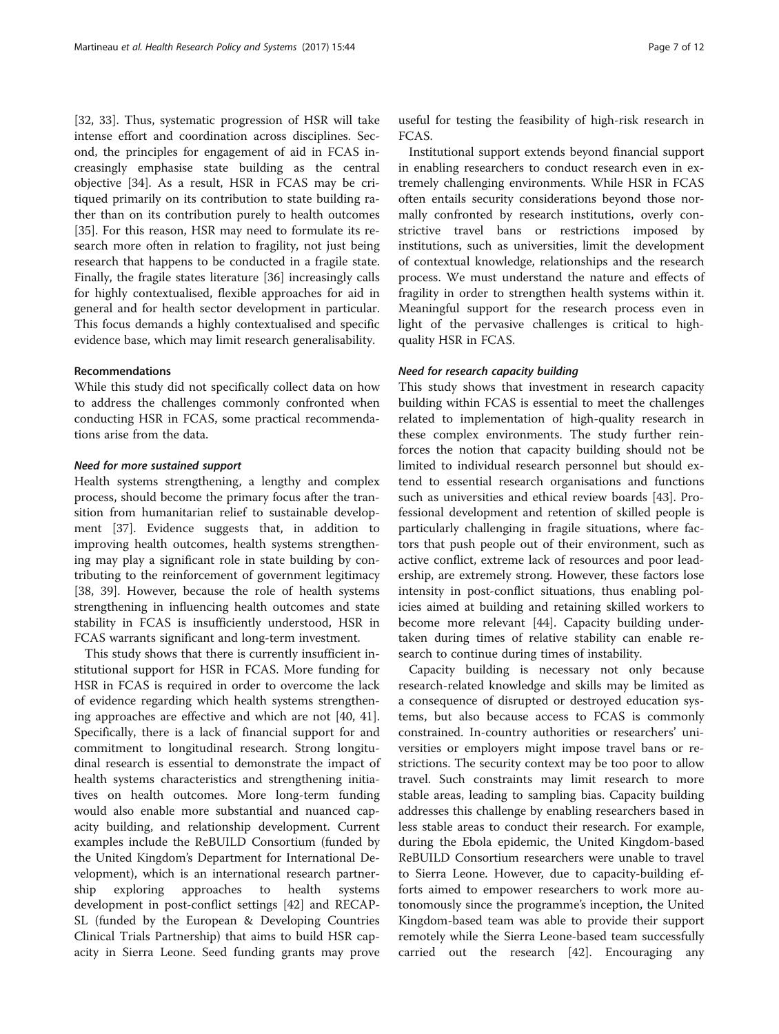[32, 33]. Thus, systematic progression of HSR will take intense effort and coordination across disciplines. Second, the principles for engagement of aid in FCAS increasingly emphasise state building as the central objective [34]. As a result, HSR in FCAS may be critiqued primarily on its contribution to state building rather than on its contribution purely to health outcomes [35]. For this reason, HSR may need to formulate its research more often in relation to fragility, not just being research that happens to be conducted in a fragile state. Finally, the fragile states literature [36] increasingly calls for highly contextualised, flexible approaches for aid in general and for health sector development in particular. This focus demands a highly contextualised and specific evidence base, which may limit research generalisability.

## Recommendations

While this study did not specifically collect data on how to address the challenges commonly confronted when conducting HSR in FCAS, some practical recommendations arise from the data.

### *Need for more sustained support*

Health systems strengthening, a lengthy and complex process, should become the primary focus after the transition from humanitarian relief to sustainable development [37]. Evidence suggests that, in addition to improving health outcomes, health systems strengthening may play a significant role in state building by contributing to the reinforcement of government legitimacy [38, 39]. However, because the role of health systems strengthening in influencing health outcomes and state stability in FCAS is insufficiently understood, HSR in FCAS warrants significant and long-term investment.

This study shows that there is currently insufficient institutional support for HSR in FCAS. More funding for HSR in FCAS is required in order to overcome the lack of evidence regarding which health systems strengthening approaches are effective and which are not [40, 41]. Specifically, there is a lack of financial support for and commitment to longitudinal research. Strong longitudinal research is essential to demonstrate the impact of health systems characteristics and strengthening initiatives on health outcomes. More long-term funding would also enable more substantial and nuanced capacity building, and relationship development. Current examples include the ReBUILD Consortium (funded by the United Kingdom's Department for International Development), which is an international research partnership exploring approaches to health systems development in post-conflict settings [42] and RECAP-SL (funded by the European & Developing Countries Clinical Trials Partnership) that aims to build HSR capacity in Sierra Leone. Seed funding grants may prove useful for testing the feasibility of high-risk research in FCAS.

Institutional support extends beyond financial support in enabling researchers to conduct research even in extremely challenging environments. While HSR in FCAS often entails security considerations beyond those normally confronted by research institutions, overly constrictive travel bans or restrictions imposed by institutions, such as universities, limit the development of contextual knowledge, relationships and the research process. We must understand the nature and effects of fragility in order to strengthen health systems within it. Meaningful support for the research process even in light of the pervasive challenges is critical to high-quality HSR in FCAS.

### *Need for research capacity building*

This study shows that investment in research capacity building within FCAS is essential to meet the challenges related to implementation of high-quality research in these complex environments. The study further reinforces the notion that capacity building should not be limited to individual research personnel but should extend to essential research organisations and functions such as universities and ethical review boards [43]. Professional development and retention of skilled people is particularly challenging in fragile situations, where factors that push people out of their environment, such as active conflict, extreme lack of resources and poor leadership, are extremely strong. However, these factors lose intensity in post-conflict situations, thus enabling policies aimed at building and retaining skilled workers to become more relevant [44]. Capacity building undertaken during times of relative stability can enable research to continue during times of instability.

Capacity building is necessary not only because research-related knowledge and skills may be limited as a consequence of disrupted or destroyed education systems, but also because access to FCAS is commonly constrained. In-country authorities or researchers' universities or employers might impose travel bans or restrictions. The security context may be too poor to allow travel. Such constraints may limit research to more stable areas, leading to sampling bias. Capacity building addresses this challenge by enabling researchers based in less stable areas to conduct their research. For example, during the Ebola epidemic, the United Kingdom-based ReBUILD Consortium researchers were unable to travel to Sierra Leone. However, due to capacity-building efforts aimed to empower researchers to work more autonomously since the programme's inception, the United Kingdom-based team was able to provide their support remotely while the Sierra Leone-based team successfully carried out the research [42]. Encouraging any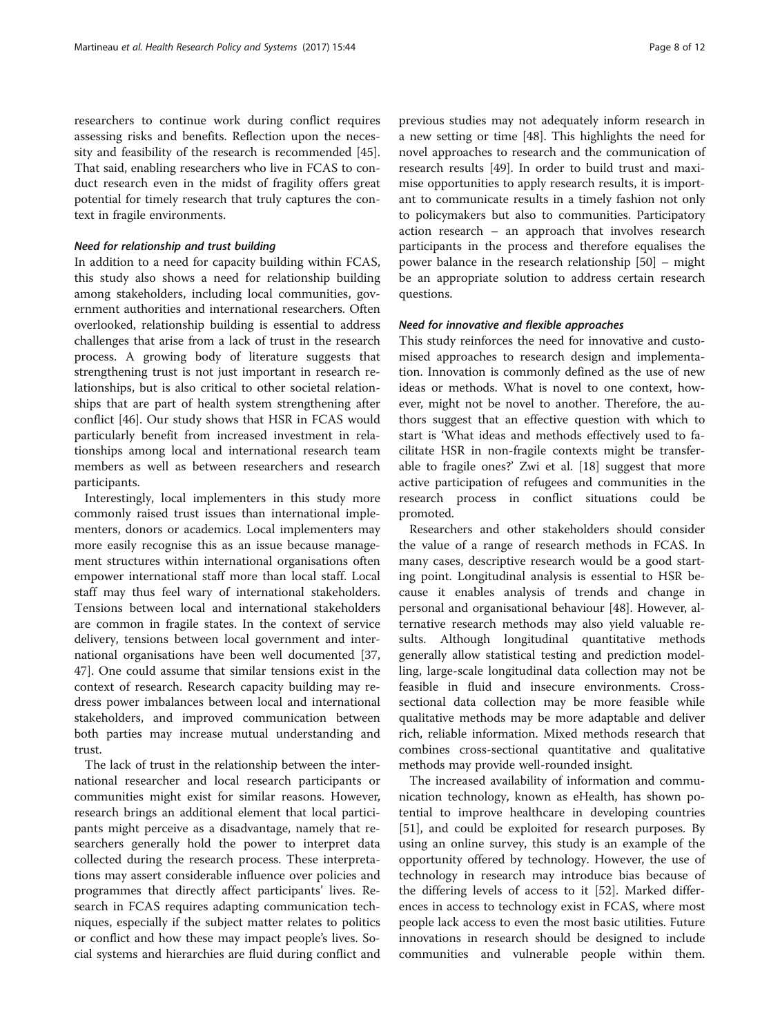researchers to continue work during conflict requires assessing risks and benefits. Reflection upon the necessity and feasibility of the research is recommended [45]. That said, enabling researchers who live in FCAS to conduct research even in the midst of fragility offers great potential for timely research that truly captures the context in fragile environments.

#### *Need for relationship and trust building*

In addition to a need for capacity building within FCAS, this study also shows a need for relationship building among stakeholders, including local communities, government authorities and international researchers. Often overlooked, relationship building is essential to address challenges that arise from a lack of trust in the research process. A growing body of literature suggests that strengthening trust is not just important in research relationships, but is also critical to other societal relationships that are part of health system strengthening after conflict [46]. Our study shows that HSR in FCAS would particularly benefit from increased investment in relationships among local and international research team members as well as between researchers and research participants.

Interestingly, local implementers in this study more commonly raised trust issues than international implementers, donors or academics. Local implementers may more easily recognise this as an issue because management structures within international organisations often empower international staff more than local staff. Local staff may thus feel wary of international stakeholders. Tensions between local and international stakeholders are common in fragile states. In the context of service delivery, tensions between local government and international organisations have been well documented [37, 47]. One could assume that similar tensions exist in the context of research. Research capacity building may redress power imbalances between local and international stakeholders, and improved communication between both parties may increase mutual understanding and trust.

The lack of trust in the relationship between the international researcher and local research participants or communities might exist for similar reasons. However, research brings an additional element that local participants might perceive as a disadvantage, namely that researchers generally hold the power to interpret data collected during the research process. These interpretations may assert considerable influence over policies and programmes that directly affect participants' lives. Research in FCAS requires adapting communication techniques, especially if the subject matter relates to politics or conflict and how these may impact people's lives. Social systems and hierarchies are fluid during conflict and previous studies may not adequately inform research in a new setting or time [48]. This highlights the need for novel approaches to research and the communication of research results [49]. In order to build trust and maximise opportunities to apply research results, it is important to communicate results in a timely fashion not only to policymakers but also to communities. Participatory action research – an approach that involves research participants in the process and therefore equalises the power balance in the research relationship [50] – might be an appropriate solution to address certain research questions.

#### *Need for innovative and flexible approaches*

This study reinforces the need for innovative and customised approaches to research design and implementation. Innovation is commonly defined as the use of new ideas or methods. What is novel to one context, however, might not be novel to another. Therefore, the authors suggest that an effective question with which to start is 'What ideas and methods effectively used to facilitate HSR in non-fragile contexts might be transferable to fragile ones?' Zwi et al. [18] suggest that more active participation of refugees and communities in the research process in conflict situations could be promoted.

Researchers and other stakeholders should consider the value of a range of research methods in FCAS. In many cases, descriptive research would be a good starting point. Longitudinal analysis is essential to HSR because it enables analysis of trends and change in personal and organisational behaviour [48]. However, alternative research methods may also yield valuable results. Although longitudinal quantitative methods generally allow statistical testing and prediction modelling, large-scale longitudinal data collection may not be feasible in fluid and insecure environments. Cross-sectional data collection may be more feasible while qualitative methods may be more adaptable and deliver rich, reliable information. Mixed methods research that combines cross-sectional quantitative and qualitative methods may provide well-rounded insight.

The increased availability of information and communication technology, known as eHealth, has shown potential to improve healthcare in developing countries [51], and could be exploited for research purposes. By using an online survey, this study is an example of the opportunity offered by technology. However, the use of technology in research may introduce bias because of the differing levels of access to it [52]. Marked differences in access to technology exist in FCAS, where most people lack access to even the most basic utilities. Future innovations in research should be designed to include communities and vulnerable people within them.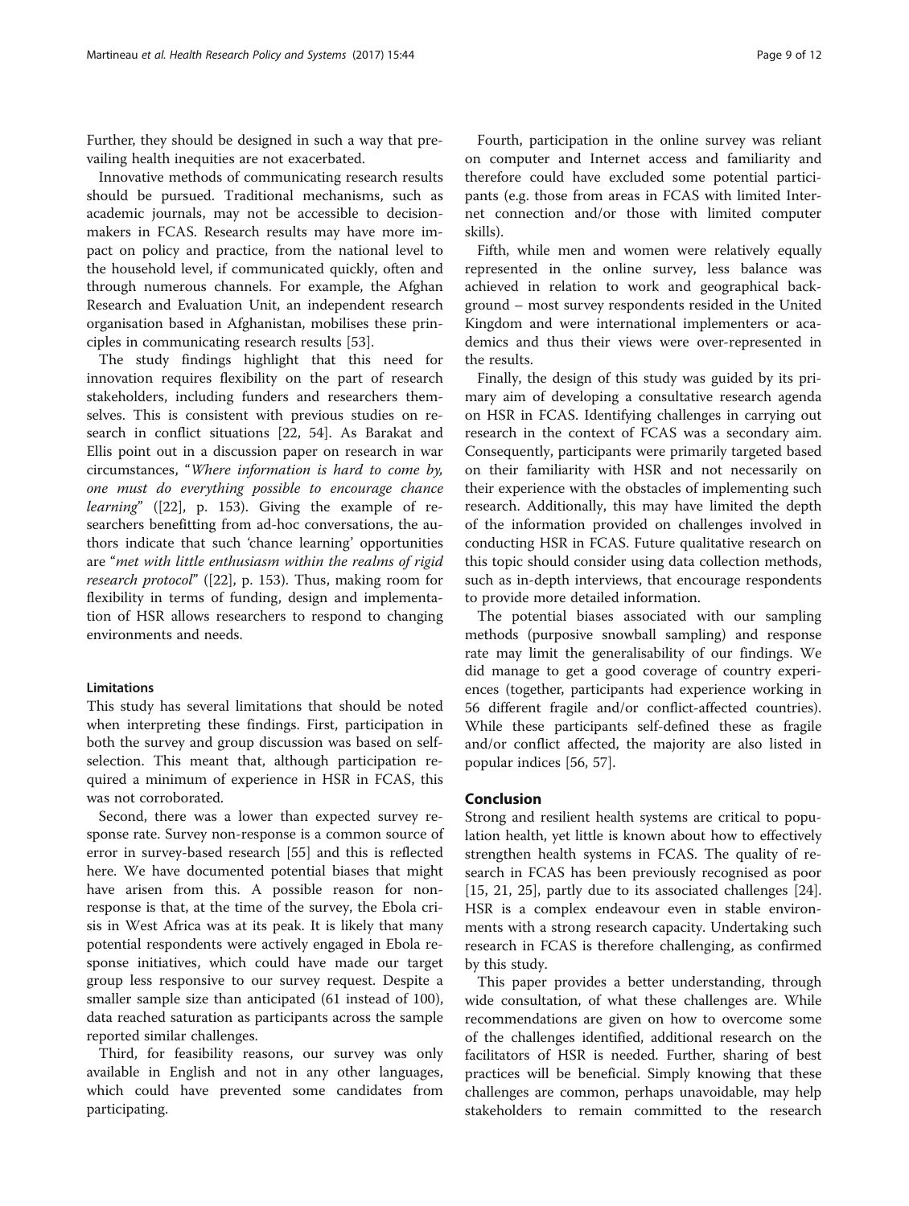Further, they should be designed in such a way that prevailing health inequities are not exacerbated.

Innovative methods of communicating research results should be pursued. Traditional mechanisms, such as academic journals, may not be accessible to decision-makers in FCAS. Research results may have more impact on policy and practice, from the national level to the household level, if communicated quickly, often and through numerous channels. For example, the Afghan Research and Evaluation Unit, an independent research organisation based in Afghanistan, mobilises these principles in communicating research results [53].

The study findings highlight that this need for innovation requires flexibility on the part of research stakeholders, including funders and researchers themselves. This is consistent with previous studies on research in conflict situations [22, 54]. As Barakat and Ellis point out in a discussion paper on research in war circumstances, "*Where information is hard to come by, one must do everything possible to encourage chance learning*" ([22], p. 153). Giving the example of researchers benefitting from ad-hoc conversations, the authors indicate that such 'chance learning' opportunities are "*met with little enthusiasm within the realms of rigid research protocol*" ([22], p. 153). Thus, making room for flexibility in terms of funding, design and implementation of HSR allows researchers to respond to changing environments and needs.

### Limitations

This study has several limitations that should be noted when interpreting these findings. First, participation in both the survey and group discussion was based on self-selection. This meant that, although participation required a minimum of experience in HSR in FCAS, this was not corroborated.

Second, there was a lower than expected survey response rate. Survey non-response is a common source of error in survey-based research [55] and this is reflected here. We have documented potential biases that might have arisen from this. A possible reason for non-response is that, at the time of the survey, the Ebola crisis in West Africa was at its peak. It is likely that many potential respondents were actively engaged in Ebola response initiatives, which could have made our target group less responsive to our survey request. Despite a smaller sample size than anticipated (61 instead of 100), data reached saturation as participants across the sample reported similar challenges.

Third, for feasibility reasons, our survey was only available in English and not in any other languages, which could have prevented some candidates from participating.

Fourth, participation in the online survey was reliant on computer and Internet access and familiarity and therefore could have excluded some potential participants (e.g. those from areas in FCAS with limited Internet connection and/or those with limited computer skills).

Fifth, while men and women were relatively equally represented in the online survey, less balance was achieved in relation to work and geographical background – most survey respondents resided in the United Kingdom and were international implementers or academics and thus their views were over-represented in the results.

Finally, the design of this study was guided by its primary aim of developing a consultative research agenda on HSR in FCAS. Identifying challenges in carrying out research in the context of FCAS was a secondary aim. Consequently, participants were primarily targeted based on their familiarity with HSR and not necessarily on their experience with the obstacles of implementing such research. Additionally, this may have limited the depth of the information provided on challenges involved in conducting HSR in FCAS. Future qualitative research on this topic should consider using data collection methods, such as in-depth interviews, that encourage respondents to provide more detailed information.

The potential biases associated with our sampling methods (purposive snowball sampling) and response rate may limit the generalisability of our findings. We did manage to get a good coverage of country experiences (together, participants had experience working in 56 different fragile and/or conflict-affected countries). While these participants self-defined these as fragile and/or conflict affected, the majority are also listed in popular indices [56, 57].

## Conclusion

Strong and resilient health systems are critical to population health, yet little is known about how to effectively strengthen health systems in FCAS. The quality of research in FCAS has been previously recognised as poor [15, 21, 25], partly due to its associated challenges [24]. HSR is a complex endeavour even in stable environments with a strong research capacity. Undertaking such research in FCAS is therefore challenging, as confirmed by this study.

This paper provides a better understanding, through wide consultation, of what these challenges are. While recommendations are given on how to overcome some of the challenges identified, additional research on the facilitators of HSR is needed. Further, sharing of best practices will be beneficial. Simply knowing that these challenges are common, perhaps unavoidable, may help stakeholders to remain committed to the research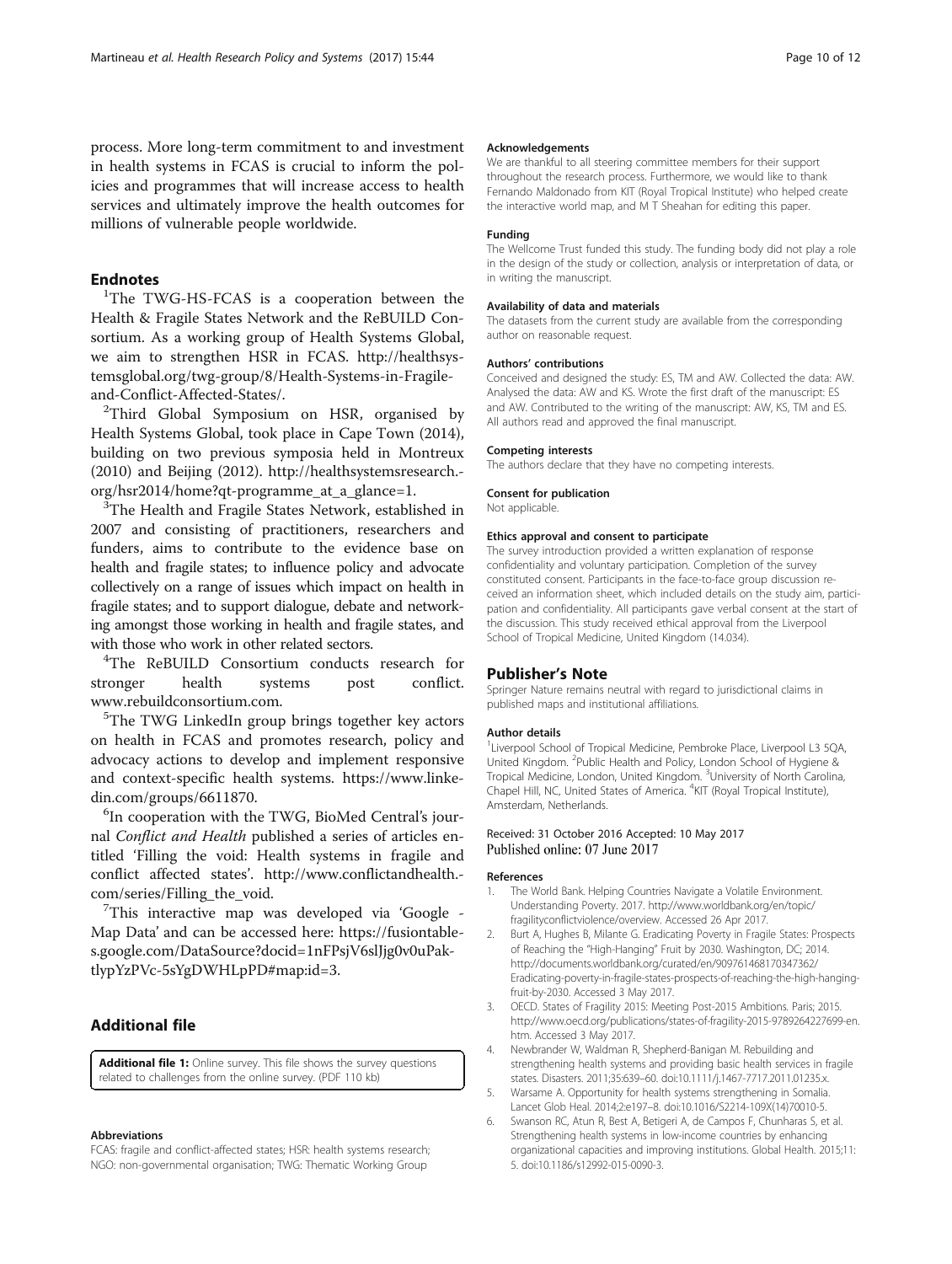process. More long-term commitment to and investment in health systems in FCAS is crucial to inform the policies and programmes that will increase access to health services and ultimately improve the health outcomes for millions of vulnerable people worldwide.

## Endnotes

[1]The TWG-HS-FCAS is a cooperation between the Health & Fragile States Network and the ReBUILD Consortium. As a working group of Health Systems Global, we aim to strengthen HSR in FCAS. http://healthsystemsglobal.org/twg-group/8/Health-Systems-in-Fragile-and-Conflict-Affected-States/.

[2]Third Global Symposium on HSR, organised by Health Systems Global, took place in Cape Town (2014), building on two previous symposia held in Montreux (2010) and Beijing (2012). http://healthsystemsresearch.org/hsr2014/home?qt-programme_at_a_glance=1.

[3]The Health and Fragile States Network, established in 2007 and consisting of practitioners, researchers and funders, aims to contribute to the evidence base on health and fragile states; to influence policy and advocate collectively on a range of issues which impact on health in fragile states; and to support dialogue, debate and networking amongst those working in health and fragile states, and with those who work in other related sectors.

[4]The ReBUILD Consortium conducts research for stronger health systems post conflict. www.rebuildconsortium.com.

[5]The TWG LinkedIn group brings together key actors on health in FCAS and promotes research, policy and advocacy actions to develop and implement responsive and context-specific health systems. https://www.linkedin.com/groups/6611870.

[6]In cooperation with the TWG, BioMed Central's journal *Conflict and Health* published a series of articles entitled 'Filling the void: Health systems in fragile and conflict affected states'. http://www.conflictandhealth.com/series/Filling_the_void.

[7]This interactive map was developed via 'Google - Map Data' and can be accessed here: https://fusiontables.google.com/DataSource?docid=1nFPsjV6slJjg0v0uPaktlypYzPVc-5sYgDWHLpPD#map:id=3.

## Additional file

**Additional file 1:** Online survey. This file shows the survey questions related to challenges from the online survey. (PDF 110 kb)

#### Abbreviations

FCAS: fragile and conflict-affected states; HSR: health systems research; NGO: non-governmental organisation; TWG: Thematic Working Group

#### Acknowledgements

We are thankful to all steering committee members for their support throughout the research process. Furthermore, we would like to thank Fernando Maldonado from KIT (Royal Tropical Institute) who helped create the interactive world map, and M T Sheahan for editing this paper.

#### Funding

The Wellcome Trust funded this study. The funding body did not play a role in the design of the study or collection, analysis or interpretation of data, or in writing the manuscript.

#### Availability of data and materials

The datasets from the current study are available from the corresponding author on reasonable request.

#### Authors' contributions

Conceived and designed the study: ES, TM and AW. Collected the data: AW. Analysed the data: AW and KS. Wrote the first draft of the manuscript: ES and AW. Contributed to the writing of the manuscript: AW, KS, TM and ES. All authors read and approved the final manuscript.

#### Competing interests

The authors declare that they have no competing interests.

#### Consent for publication

Not applicable.

#### Ethics approval and consent to participate

The survey introduction provided a written explanation of response confidentiality and voluntary participation. Completion of the survey constituted consent. Participants in the face-to-face group discussion received an information sheet, which included details on the study aim, participation and confidentiality. All participants gave verbal consent at the start of the discussion. This study received ethical approval from the Liverpool School of Tropical Medicine, United Kingdom (14.034).

## Publisher's Note

Springer Nature remains neutral with regard to jurisdictional claims in published maps and institutional affiliations.

#### Author details

[1]Liverpool School of Tropical Medicine, Pembroke Place, Liverpool L3 5QA, United Kingdom. [2]Public Health and Policy, London School of Hygiene & Tropical Medicine, London, United Kingdom. [3]University of North Carolina, Chapel Hill, NC, United States of America. [4]KIT (Royal Tropical Institute), Amsterdam, Netherlands.

Received: 31 October 2016 Accepted: 10 May 2017
Published online: 07 June 2017

#### References

1. The World Bank. Helping Countries Navigate a Volatile Environment. Understanding Poverty. 2017. http://www.worldbank.org/en/topic/fragilityconflictviolence/overview. Accessed 26 Apr 2017.
2. Burt A, Hughes B, Milante G. Eradicating Poverty in Fragile States: Prospects of Reaching the "High-Hanging" Fruit by 2030. Washington, DC; 2014. http://documents.worldbank.org/curated/en/909761468170347362/Eradicating-poverty-in-fragile-states-prospects-of-reaching-the-high-hanging-fruit-by-2030. Accessed 3 May 2017.
3. OECD. States of Fragility 2015: Meeting Post-2015 Ambitions. Paris; 2015. http://www.oecd.org/publications/states-of-fragility-2015-9789264227699-en.htm. Accessed 3 May 2017.
4. Newbrander W, Waldman R, Shepherd-Banigan M. Rebuilding and strengthening health systems and providing basic health services in fragile states. Disasters. 2011;35:639–60. doi:10.1111/j.1467-7717.2011.01235.x.
5. Warsame A. Opportunity for health systems strengthening in Somalia. Lancet Glob Heal. 2014;2:e197–8. doi:10.1016/S2214-109X(14)70010-5.
6. Swanson RC, Atun R, Best A, Betigeri A, de Campos F, Chunharas S, et al. Strengthening health systems in low-income countries by enhancing organizational capacities and improving institutions. Global Health. 2015;11:5. doi:10.1186/s12992-015-0090-3.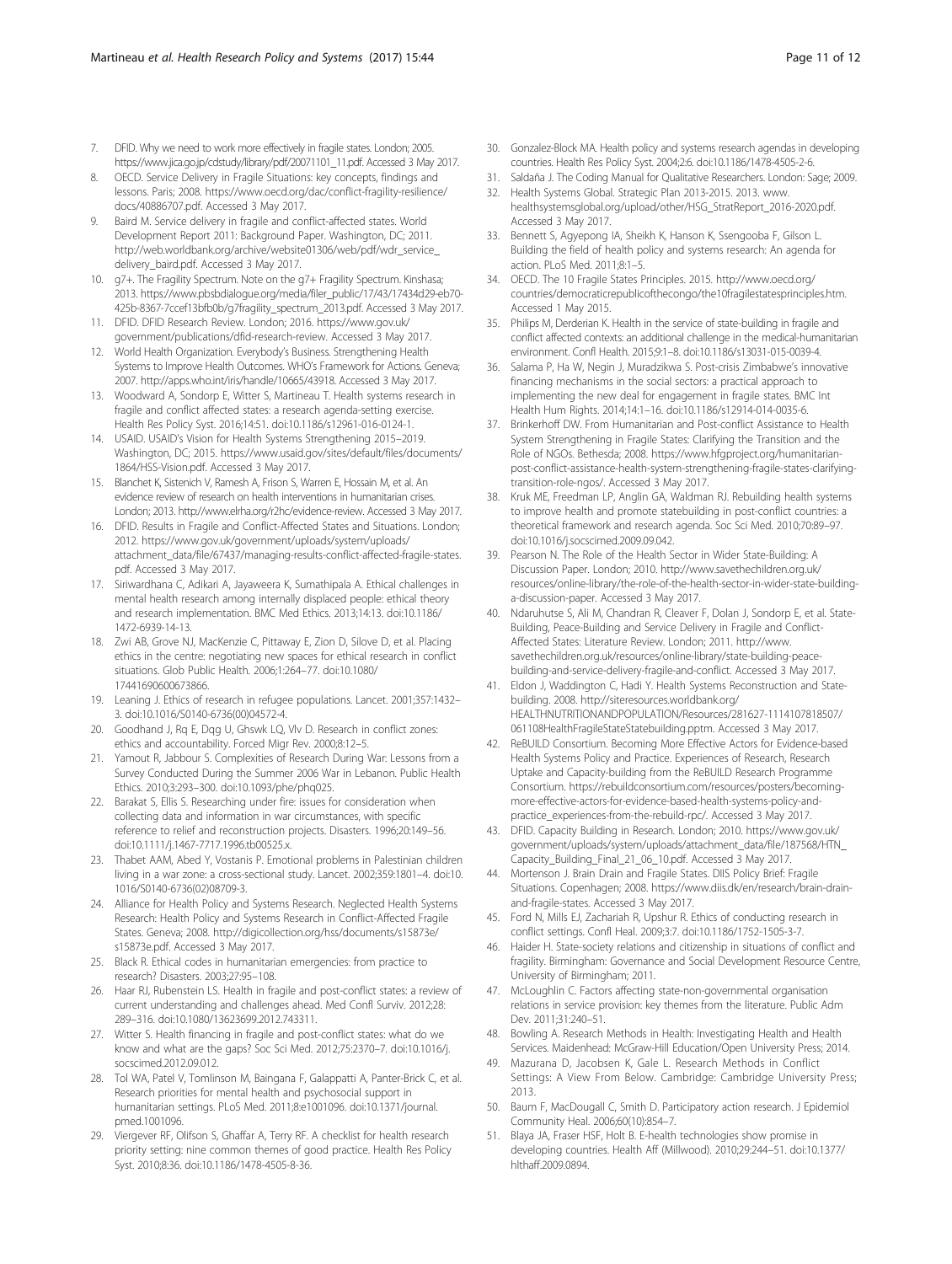7. DFID. Why we need to work more effectively in fragile states. London; 2005. https://www.jica.go.jp/cdstudy/library/pdf/20071101_11.pdf. Accessed 3 May 2017.
8. OECD. Service Delivery in Fragile Situations: key concepts, findings and lessons. Paris; 2008. https://www.oecd.org/dac/conflict-fragility-resilience/docs/40886707.pdf. Accessed 3 May 2017.
9. Baird M. Service delivery in fragile and conflict-affected states. World Development Report 2011: Background Paper. Washington, DC; 2011. http://web.worldbank.org/archive/website01306/web/pdf/wdr_service_delivery_baird.pdf. Accessed 3 May 2017.
10. g7+. The Fragility Spectrum. Note on the g7+ Fragility Spectrum. Kinshasa; 2013. https://www.pbsbdialogue.org/media/filer_public/17/43/17434d29-eb70-425b-8367-7ccef13bfb0b/g7fragility_spectrum_2013.pdf. Accessed 3 May 2017.
11. DFID. DFID Research Review. London; 2016. https://www.gov.uk/government/publications/dfid-research-review. Accessed 3 May 2017.
12. World Health Organization. Everybody's Business. Strengthening Health Systems to Improve Health Outcomes. WHO's Framework for Actions. Geneva; 2007. http://apps.who.int/iris/handle/10665/43918. Accessed 3 May 2017.
13. Woodward A, Sondorp E, Witter S, Martineau T. Health systems research in fragile and conflict affected states: a research agenda-setting exercise. Health Res Policy Syst. 2016;14:51. doi:10.1186/s12961-016-0124-1.
14. USAID. USAID's Vision for Health Systems Strengthening 2015–2019. Washington, DC; 2015. https://www.usaid.gov/sites/default/files/documents/1864/HSS-Vision.pdf. Accessed 3 May 2017.
15. Blanchet K, Sistenich V, Ramesh A, Frison S, Warren E, Hossain M, et al. An evidence review of research on health interventions in humanitarian crises. London; 2013. http://www.elrha.org/r2hc/evidence-review. Accessed 3 May 2017.
16. DFID. Results in Fragile and Conflict-Affected States and Situations. London; 2012. https://www.gov.uk/government/uploads/system/uploads/attachment_data/file/67437/managing-results-conflict-affected-fragile-states.pdf. Accessed 3 May 2017.
17. Siriwardhana C, Adikari A, Jayaweera K, Sumathipala A. Ethical challenges in mental health research among internally displaced people: ethical theory and research implementation. BMC Med Ethics. 2013;14:13. doi:10.1186/1472-6939-14-13.
18. Zwi AB, Grove NJ, MacKenzie C, Pittaway E, Zion D, Silove D, et al. Placing ethics in the centre: negotiating new spaces for ethical research in conflict situations. Glob Public Health. 2006;1:264–77. doi:10.1080/17441690600673866.
19. Leaning J. Ethics of research in refugee populations. Lancet. 2001;357:1432–3. doi:10.1016/S0140-6736(00)04572-4.
20. Goodhand J, Rq E, Dqg U, Ghswk LQ, Vlv D. Research in conflict zones: ethics and accountability. Forced Migr Rev. 2000;8:12–5.
21. Yamout R, Jabbour S. Complexities of Research During War: Lessons from a Survey Conducted During the Summer 2006 War in Lebanon. Public Health Ethics. 2010;3:293–300. doi:10.1093/phe/phq025.
22. Barakat S, Ellis S. Researching under fire: issues for consideration when collecting data and information in war circumstances, with specific reference to relief and reconstruction projects. Disasters. 1996;20:149–56. doi:10.1111/j.1467-7717.1996.tb00525.x.
23. Thabet AAM, Abed Y, Vostanis P. Emotional problems in Palestinian children living in a war zone: a cross-sectional study. Lancet. 2002;359:1801–4. doi:10.1016/S0140-6736(02)08709-3.
24. Alliance for Health Policy and Systems Research. Neglected Health Systems Research: Health Policy and Systems Research in Conflict-Affected Fragile States. Geneva; 2008. http://digicollection.org/hss/documents/s15873e/s15873e.pdf. Accessed 3 May 2017.
25. Black R. Ethical codes in humanitarian emergencies: from practice to research? Disasters. 2003;27:95–108.
26. Haar RJ, Rubenstein LS. Health in fragile and post-conflict states: a review of current understanding and challenges ahead. Med Confl Surviv. 2012;28:289–316. doi:10.1080/13623699.2012.743311.
27. Witter S. Health financing in fragile and post-conflict states: what do we know and what are the gaps? Soc Sci Med. 2012;75:2370–7. doi:10.1016/j.socscimed.2012.09.012.
28. Tol WA, Patel V, Tomlinson M, Baingana F, Galappatti A, Panter-Brick C, et al. Research priorities for mental health and psychosocial support in humanitarian settings. PLoS Med. 2011;8:e1001096. doi:10.1371/journal.pmed.1001096.
29. Viergever RF, Olifson S, Ghaffar A, Terry RF. A checklist for health research priority setting: nine common themes of good practice. Health Res Policy Syst. 2010;8:36. doi:10.1186/1478-4505-8-36.
30. Gonzalez-Block MA. Health policy and systems research agendas in developing countries. Health Res Policy Syst. 2004;2:6. doi:10.1186/1478-4505-2-6.
31. Saldaña J. The Coding Manual for Qualitative Researchers. London: Sage; 2009.
32. Health Systems Global. Strategic Plan 2013-2015. 2013. www.healthsystemsglobal.org/upload/other/HSG_StratReport_2016-2020.pdf. Accessed 3 May 2017.
33. Bennett S, Agyepong IA, Sheikh K, Hanson K, Ssengooba F, Gilson L. Building the field of health policy and systems research: An agenda for action. PLoS Med. 2011;8:1–5.
34. OECD. The 10 Fragile States Principles. 2015. http://www.oecd.org/countries/democraticrepublicofthecongo/the10fragilestatesprinciples.htm. Accessed 1 May 2015.
35. Philips M, Derderian K. Health in the service of state-building in fragile and conflict affected contexts: an additional challenge in the medical-humanitarian environment. Confl Health. 2015;9:1–8. doi:10.1186/s13031-015-0039-4.
36. Salama P, Ha W, Negin J, Muradzikwa S. Post-crisis Zimbabwe's innovative financing mechanisms in the social sectors: a practical approach to implementing the new deal for engagement in fragile states. BMC Int Health Hum Rights. 2014;14:1–16. doi:10.1186/s12914-014-0035-6.
37. Brinkerhoff DW. From Humanitarian and Post-conflict Assistance to Health System Strengthening in Fragile States: Clarifying the Transition and the Role of NGOs. Bethesda; 2008. https://www.hfgproject.org/humanitarian-post-conflict-assistance-health-system-strengthening-fragile-states-clarifying-transition-role-ngos/. Accessed 3 May 2017.
38. Kruk ME, Freedman LP, Anglin GA, Waldman RJ. Rebuilding health systems to improve health and promote statebuilding in post-conflict countries: a theoretical framework and research agenda. Soc Sci Med. 2010;70:89–97. doi:10.1016/j.socscimed.2009.09.042.
39. Pearson N. The Role of the Health Sector in Wider State-Building: A Discussion Paper. London; 2010. http://www.savethechildren.org.uk/resources/online-library/the-role-of-the-health-sector-in-wider-state-building-a-discussion-paper. Accessed 3 May 2017.
40. Ndaruhutse S, Ali M, Chandran R, Cleaver F, Dolan J, Sondorp E, et al. State-Building, Peace-Building and Service Delivery in Fragile and Conflict-Affected States: Literature Review. London; 2011. http://www.savethechildren.org.uk/resources/online-library/state-building-peace-building-and-service-delivery-fragile-and-conflict. Accessed 3 May 2017.
41. Eldon J, Waddington C, Hadi Y. Health Systems Reconstruction and State-building. 2008. http://siteresources.worldbank.org/HEALTHNUTRITIONANDPOPULATION/Resources/281627-1114107818507/061108HealthFragileStateStatebuilding.pptm. Accessed 3 May 2017.
42. ReBUILD Consortium. Becoming More Effective Actors for Evidence-based Health Systems Policy and Practice. Experiences of Research, Research Uptake and Capacity-building from the ReBUILD Research Programme Consortium. https://rebuildconsortium.com/resources/posters/becoming-more-effective-actors-for-evidence-based-health-systems-policy-and-practice_experiences-from-the-rebuild-rpc/. Accessed 3 May 2017.
43. DFID. Capacity Building in Research. London; 2010. https://www.gov.uk/government/uploads/system/uploads/attachment_data/file/187568/HTN_Capacity_Building_Final_21_06_10.pdf. Accessed 3 May 2017.
44. Mortenson J. Brain Drain and Fragile States. DIIS Policy Brief: Fragile Situations. Copenhagen; 2008. https://www.diis.dk/en/research/brain-drain-and-fragile-states. Accessed 3 May 2017.
45. Ford N, Mills EJ, Zachariah R, Upshur R. Ethics of conducting research in conflict settings. Confl Heal. 2009;3:7. doi:10.1186/1752-1505-3-7.
46. Haider H. State-society relations and citizenship in situations of conflict and fragility. Birmingham: Governance and Social Development Resource Centre, University of Birmingham; 2011.
47. McLoughlin C. Factors affecting state-non-governmental organisation relations in service provision: key themes from the literature. Public Adm Dev. 2011;31:240–51.
48. Bowling A. Research Methods in Health: Investigating Health and Health Services. Maidenhead: McGraw-Hill Education/Open University Press; 2014.
49. Mazurana D, Jacobsen K, Gale L. Research Methods in Conflict Settings: A View From Below. Cambridge: Cambridge University Press; 2013.
50. Baum F, MacDougall C, Smith D. Participatory action research. J Epidemiol Community Heal. 2006;60(10):854–7.
51. Blaya JA, Fraser HSF, Holt B. E-health technologies show promise in developing countries. Health Aff (Millwood). 2010;29:244–51. doi:10.1377/hlthaff.2009.0894.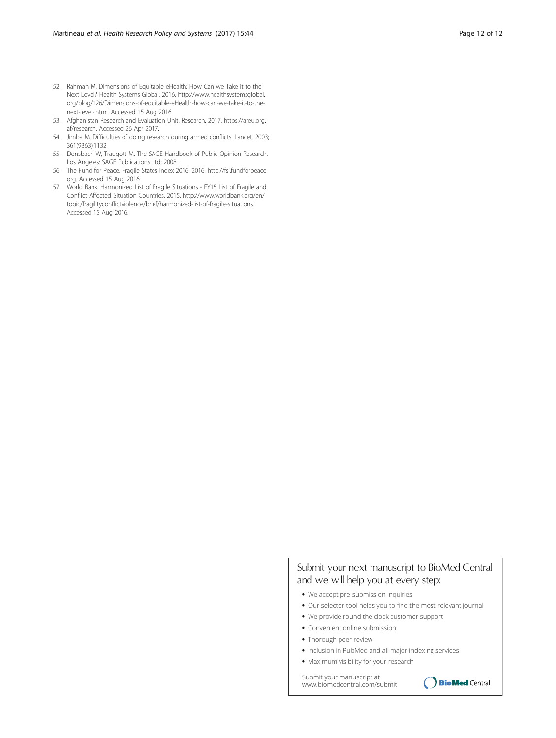52. Rahman M. Dimensions of Equitable eHealth: How Can we Take it to the Next Level? Health Systems Global. 2016. http://www.healthsystemsglobal.org/blog/126/Dimensions-of-equitable-eHealth-how-can-we-take-it-to-the-next-level-.html. Accessed 15 Aug 2016.
53. Afghanistan Research and Evaluation Unit. Research. 2017. https://areu.org.af/research. Accessed 26 Apr 2017.
54. Jimba M. Difficulties of doing research during armed conflicts. Lancet. 2003; 361(9363):1132.
55. Donsbach W, Traugott M. The SAGE Handbook of Public Opinion Research. Los Angeles: SAGE Publications Ltd; 2008.
56. The Fund for Peace. Fragile States Index 2016. 2016. http://fsi.fundforpeace.org. Accessed 15 Aug 2016.
57. World Bank. Harmonized List of Fragile Situations - FY15 List of Fragile and Conflict Affected Situation Countries. 2015. http://www.worldbank.org/en/topic/fragilityconflictviolence/brief/harmonized-list-of-fragile-situations. Accessed 15 Aug 2016.

Submit your next manuscript to BioMed Central and we will help you at every step:

- We accept pre-submission inquiries
- Our selector tool helps you to find the most relevant journal
- We provide round the clock customer support
- Convenient online submission
- Thorough peer review
- Inclusion in PubMed and all major indexing services
- Maximum visibility for your research

Submit your manuscript at www.biomedcentral.com/submit

BioMed Central